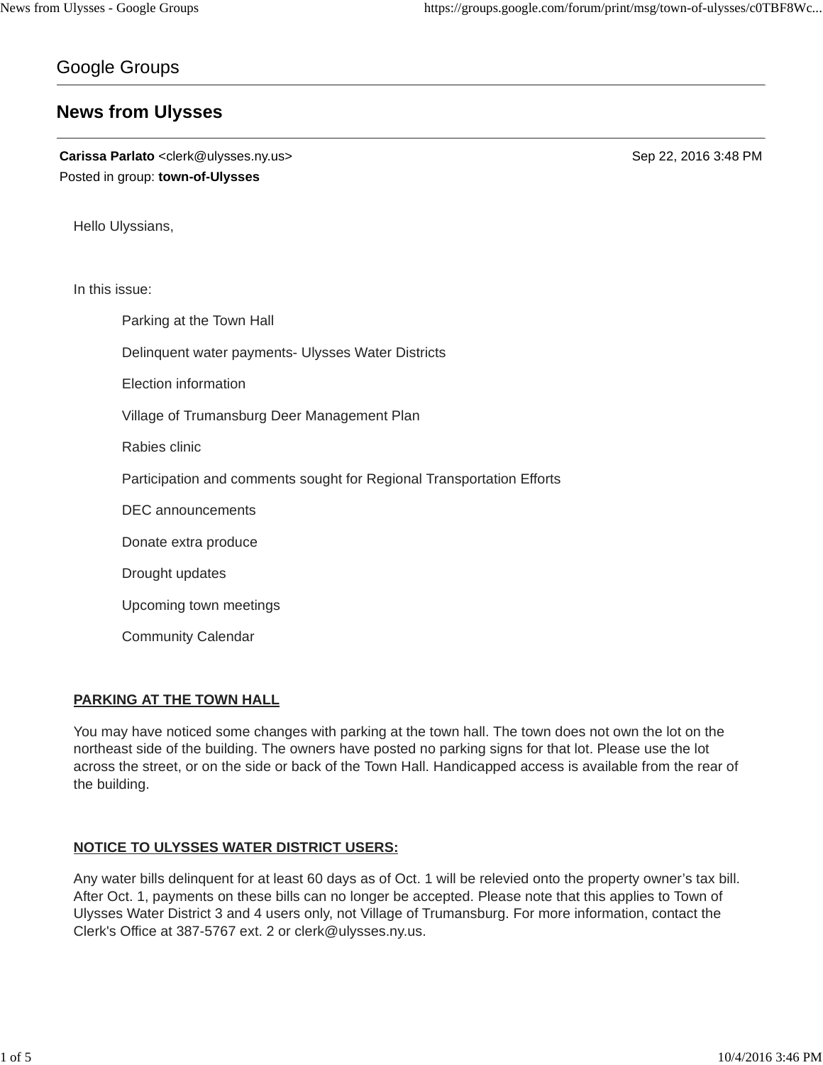Google Groups

# News from Ulysses

**Carissa Parlato** <clerk@ulysses.ny.us> Sep 22, 2016 3:48 PM
Posted in group: **town-of-Ulysses**

Hello Ulyssians,

In this issue:

- Parking at the Town Hall
- Delinquent water payments- Ulysses Water Districts
- Election information
- Village of Trumansburg Deer Management Plan
- Rabies clinic
- Participation and comments sought for Regional Transportation Efforts
- DEC announcements
- Donate extra produce
- Drought updates
- Upcoming town meetings
- Community Calendar

## PARKING AT THE TOWN HALL

You may have noticed some changes with parking at the town hall. The town does not own the lot on the northeast side of the building. The owners have posted no parking signs for that lot. Please use the lot across the street, or on the side or back of the Town Hall. Handicapped access is available from the rear of the building.

## NOTICE TO ULYSSES WATER DISTRICT USERS:

Any water bills delinquent for at least 60 days as of Oct. 1 will be relevied onto the property owner's tax bill. After Oct. 1, payments on these bills can no longer be accepted. Please note that this applies to Town of Ulysses Water District 3 and 4 users only, not Village of Trumansburg. For more information, contact the Clerk's Office at 387-5767 ext. 2 or clerk@ulysses.ny.us.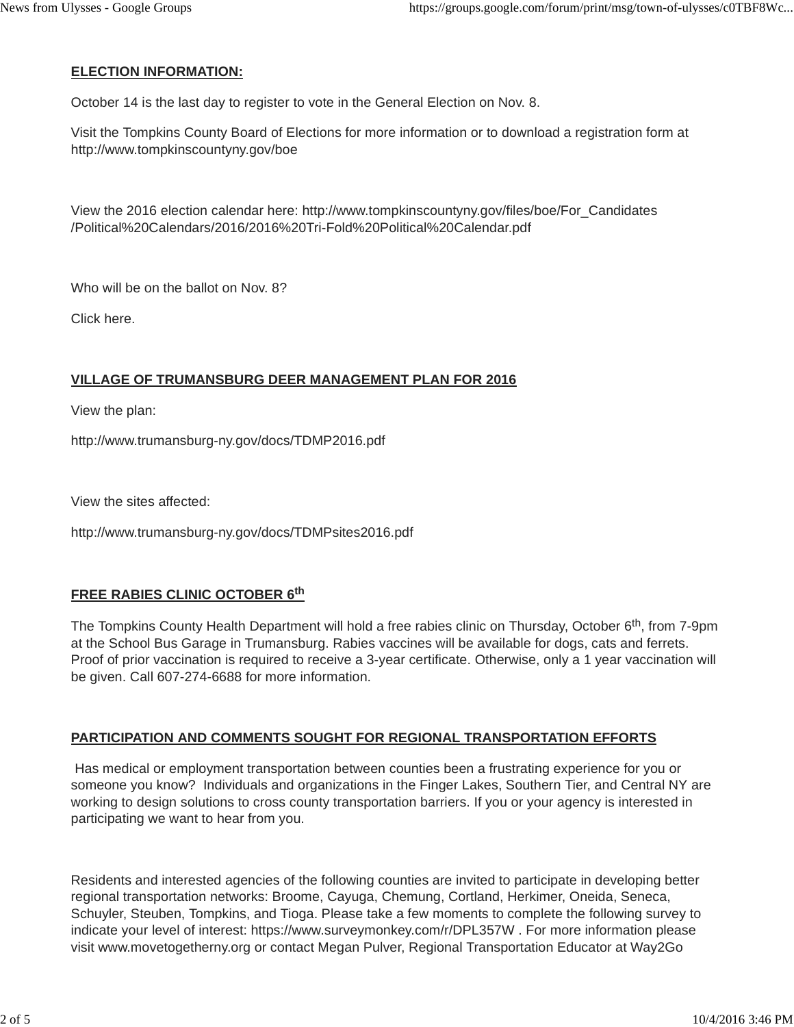**ELECTION INFORMATION:**

October 14 is the last day to register to vote in the General Election on Nov. 8.

Visit the Tompkins County Board of Elections for more information or to download a registration form at http://www.tompkinscountyny.gov/boe

View the 2016 election calendar here: http://www.tompkinscountyny.gov/files/boe/For_Candidates/Political%20Calendars/2016/2016%20Tri-Fold%20Political%20Calendar.pdf

Who will be on the ballot on Nov. 8?

Click here.

**VILLAGE OF TRUMANSBURG DEER MANAGEMENT PLAN FOR 2016**

View the plan:

http://www.trumansburg-ny.gov/docs/TDMP2016.pdf

View the sites affected:

http://www.trumansburg-ny.gov/docs/TDMPsites2016.pdf

**FREE RABIES CLINIC OCTOBER 6th**

The Tompkins County Health Department will hold a free rabies clinic on Thursday, October 6th, from 7-9pm at the School Bus Garage in Trumansburg. Rabies vaccines will be available for dogs, cats and ferrets. Proof of prior vaccination is required to receive a 3-year certificate. Otherwise, only a 1 year vaccination will be given. Call 607-274-6688 for more information.

**PARTICIPATION AND COMMENTS SOUGHT FOR REGIONAL TRANSPORTATION EFFORTS**

Has medical or employment transportation between counties been a frustrating experience for you or someone you know? Individuals and organizations in the Finger Lakes, Southern Tier, and Central NY are working to design solutions to cross county transportation barriers. If you or your agency is interested in participating we want to hear from you.

Residents and interested agencies of the following counties are invited to participate in developing better regional transportation networks: Broome, Cayuga, Chemung, Cortland, Herkimer, Oneida, Seneca, Schuyler, Steuben, Tompkins, and Tioga. Please take a few moments to complete the following survey to indicate your level of interest: https://www.surveymonkey.com/r/DPL357W . For more information please visit www.movetogetherny.org or contact Megan Pulver, Regional Transportation Educator at Way2Go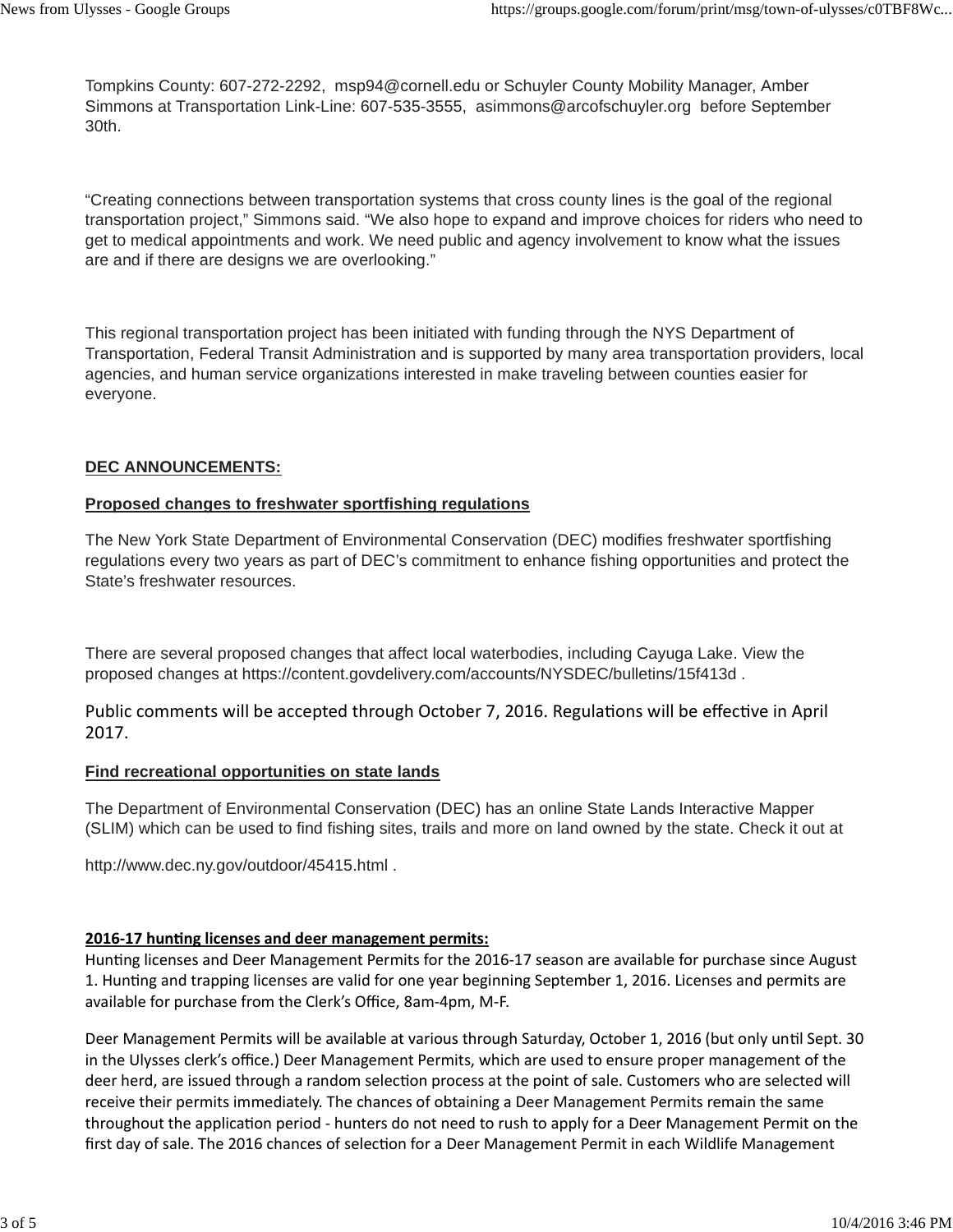Tompkins County: 607-272-2292, msp94@cornell.edu or Schuyler County Mobility Manager, Amber Simmons at Transportation Link-Line: 607-535-3555, asimmons@arcofschuyler.org before September 30th.

“Creating connections between transportation systems that cross county lines is the goal of the regional transportation project,” Simmons said. “We also hope to expand and improve choices for riders who need to get to medical appointments and work. We need public and agency involvement to know what the issues are and if there are designs we are overlooking.”

This regional transportation project has been initiated with funding through the NYS Department of Transportation, Federal Transit Administration and is supported by many area transportation providers, local agencies, and human service organizations interested in make traveling between counties easier for everyone.

**DEC ANNOUNCEMENTS:**

**Proposed changes to freshwater sportfishing regulations**

The New York State Department of Environmental Conservation (DEC) modifies freshwater sportfishing regulations every two years as part of DEC’s commitment to enhance fishing opportunities and protect the State’s freshwater resources.

There are several proposed changes that affect local waterbodies, including Cayuga Lake. View the proposed changes at https://content.govdelivery.com/accounts/NYSDEC/bulletins/15f413d .

Public comments will be accepted through October 7, 2016. Regulations will be effective in April 2017.

**Find recreational opportunities on state lands**

The Department of Environmental Conservation (DEC) has an online State Lands Interactive Mapper (SLIM) which can be used to find fishing sites, trails and more on land owned by the state. Check it out at

http://www.dec.ny.gov/outdoor/45415.html .

**2016-17 hunting licenses and deer management permits:**

Hunting licenses and Deer Management Permits for the 2016-17 season are available for purchase since August 1. Hunting and trapping licenses are valid for one year beginning September 1, 2016. Licenses and permits are available for purchase from the Clerk’s Office, 8am-4pm, M-F.

Deer Management Permits will be available at various through Saturday, October 1, 2016 (but only until Sept. 30 in the Ulysses clerk’s office.) Deer Management Permits, which are used to ensure proper management of the deer herd, are issued through a random selection process at the point of sale. Customers who are selected will receive their permits immediately. The chances of obtaining a Deer Management Permits remain the same throughout the application period - hunters do not need to rush to apply for a Deer Management Permit on the first day of sale. The 2016 chances of selection for a Deer Management Permit in each Wildlife Management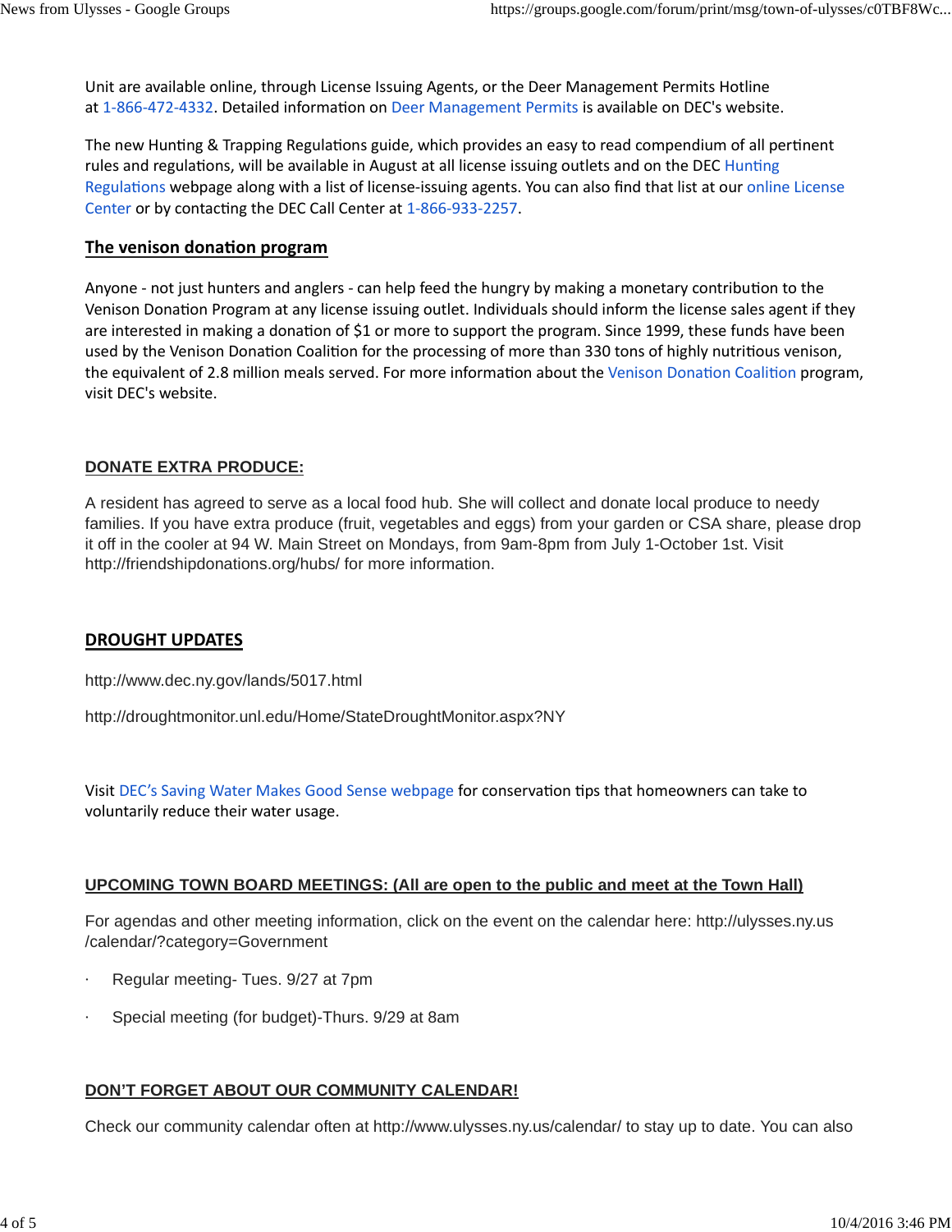Unit are available online, through License Issuing Agents, or the Deer Management Permits Hotline at 1-866-472-4332. Detailed information on Deer Management Permits is available on DEC's website.

The new Hunting & Trapping Regulations guide, which provides an easy to read compendium of all pertinent rules and regulations, will be available in August at all license issuing outlets and on the DEC Hunting Regulations webpage along with a list of license-issuing agents. You can also find that list at our online License Center or by contacting the DEC Call Center at 1-866-933-2257.

## The venison donation program

Anyone - not just hunters and anglers - can help feed the hungry by making a monetary contribution to the Venison Donation Program at any license issuing outlet. Individuals should inform the license sales agent if they are interested in making a donation of $1 or more to support the program. Since 1999, these funds have been used by the Venison Donation Coalition for the processing of more than 330 tons of highly nutritious venison, the equivalent of 2.8 million meals served. For more information about the Venison Donation Coalition program, visit DEC's website.

## DONATE EXTRA PRODUCE:

A resident has agreed to serve as a local food hub. She will collect and donate local produce to needy families. If you have extra produce (fruit, vegetables and eggs) from your garden or CSA share, please drop it off in the cooler at 94 W. Main Street on Mondays, from 9am-8pm from July 1-October 1st. Visit http://friendshipdonations.org/hubs/ for more information.

## DROUGHT UPDATES

http://www.dec.ny.gov/lands/5017.html

http://droughtmonitor.unl.edu/Home/StateDroughtMonitor.aspx?NY

Visit DEC's Saving Water Makes Good Sense webpage for conservation tips that homeowners can take to voluntarily reduce their water usage.

## UPCOMING TOWN BOARD MEETINGS: (All are open to the public and meet at the Town Hall)

For agendas and other meeting information, click on the event on the calendar here: http://ulysses.ny.us/calendar/?category=Government

- Regular meeting- Tues. 9/27 at 7pm
- Special meeting (for budget)-Thurs. 9/29 at 8am

## DON'T FORGET ABOUT OUR COMMUNITY CALENDAR!

Check our community calendar often at http://www.ulysses.ny.us/calendar/ to stay up to date. You can also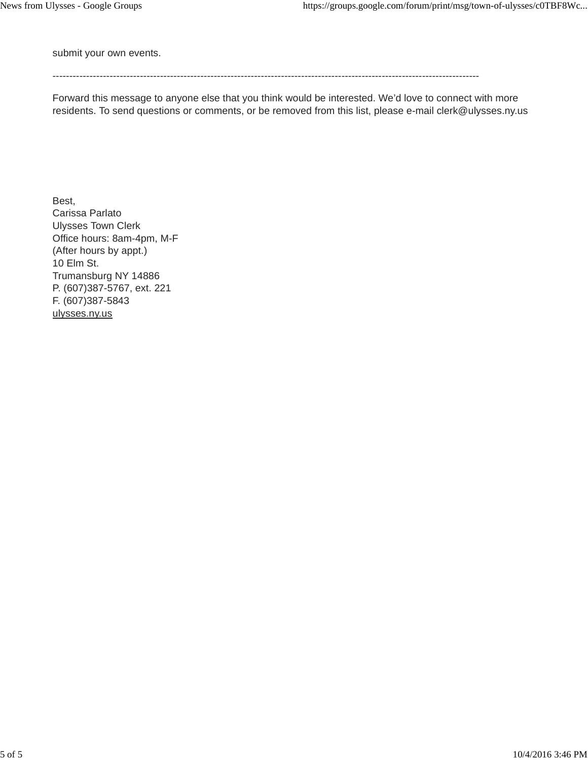submit your own events.

--------------------------------------------------------------------------------------------------------------------------------

Forward this message to anyone else that you think would be interested. We'd love to connect with more residents. To send questions or comments, or be removed from this list, please e-mail clerk@ulysses.ny.us

Best,  
Carissa Parlato  
Ulysses Town Clerk  
Office hours: 8am-4pm, M-F  
(After hours by appt.)  
10 Elm St.  
Trumansburg NY 14886  
P. (607)387-5767, ext. 221  
F. (607)387-5843  
ulysses.ny.us